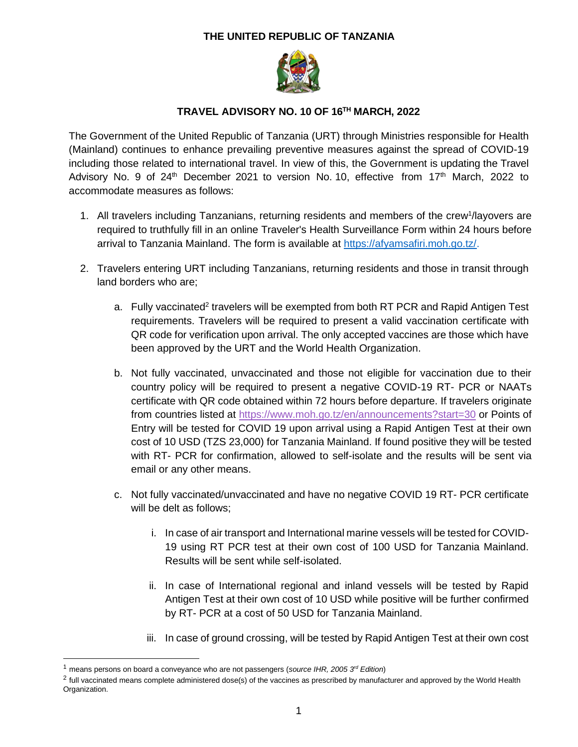# THE UNITED REPUBLIC OF TANZANIA

## TRAVEL ADVISORY NO. 10 OF 16TH MARCH, 2022

The Government of the United Republic of Tanzania (URT) through Ministries responsible for Health (Mainland) continues to enhance prevailing preventive measures against the spread of COVID-19 including those related to international travel. In view of this, the Government is updating the Travel Advisory No. 9 of 24th December 2021 to version No. 10, effective from 17th March, 2022 to accommodate measures as follows:

1. All travelers including Tanzanians, returning residents and members of the crew[1]/layovers are required to truthfully fill in an online Traveler's Health Surveillance Form within 24 hours before arrival to Tanzania Mainland. The form is available at https://afyamsafiri.moh.go.tz/.

2. Travelers entering URT including Tanzanians, returning residents and those in transit through land borders who are;

    a. Fully vaccinated[2] travelers will be exempted from both RT PCR and Rapid Antigen Test requirements. Travelers will be required to present a valid vaccination certificate with QR code for verification upon arrival. The only accepted vaccines are those which have been approved by the URT and the World Health Organization.

    b. Not fully vaccinated, unvaccinated and those not eligible for vaccination due to their country policy will be required to present a negative COVID-19 RT- PCR or NAATs certificate with QR code obtained within 72 hours before departure. If travelers originate from countries listed at https://www.moh.go.tz/en/announcements?start=30 or Points of Entry will be tested for COVID 19 upon arrival using a Rapid Antigen Test at their own cost of 10 USD (TZS 23,000) for Tanzania Mainland. If found positive they will be tested with RT- PCR for confirmation, allowed to self-isolate and the results will be sent via email or any other means.

    c. Not fully vaccinated/unvaccinated and have no negative COVID 19 RT- PCR certificate will be delt as follows;

        i. In case of air transport and International marine vessels will be tested for COVID-19 using RT PCR test at their own cost of 100 USD for Tanzania Mainland. Results will be sent while self-isolated.

        ii. In case of International regional and inland vessels will be tested by Rapid Antigen Test at their own cost of 10 USD while positive will be further confirmed by RT- PCR at a cost of 50 USD for Tanzania Mainland.

        iii. In case of ground crossing, will be tested by Rapid Antigen Test at their own cost

---

[1] means persons on board a conveyance who are not passengers (*source IHR, 2005 3rd Edition*)

[2] full vaccinated means complete administered dose(s) of the vaccines as prescribed by manufacturer and approved by the World Health Organization.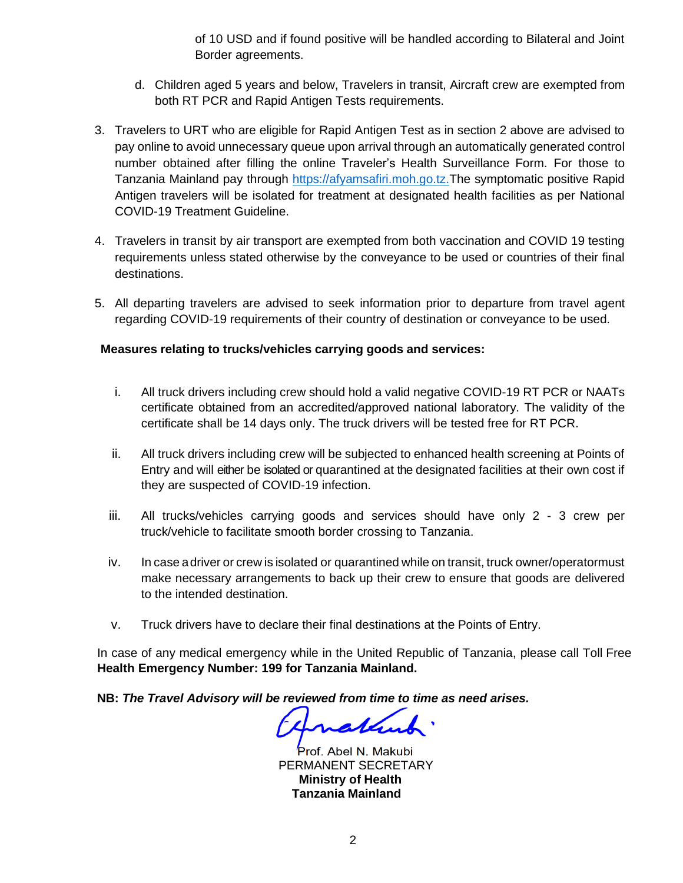of 10 USD and if found positive will be handled according to Bilateral and Joint Border agreements.

d. Children aged 5 years and below, Travelers in transit, Aircraft crew are exempted from both RT PCR and Rapid Antigen Tests requirements.

3. Travelers to URT who are eligible for Rapid Antigen Test as in section 2 above are advised to pay online to avoid unnecessary queue upon arrival through an automatically generated control number obtained after filling the online Traveler's Health Surveillance Form. For those to Tanzania Mainland pay through https://afyamsafiri.moh.go.tz.The symptomatic positive Rapid Antigen travelers will be isolated for treatment at designated health facilities as per National COVID-19 Treatment Guideline.

4. Travelers in transit by air transport are exempted from both vaccination and COVID 19 testing requirements unless stated otherwise by the conveyance to be used or countries of their final destinations.

5. All departing travelers are advised to seek information prior to departure from travel agent regarding COVID-19 requirements of their country of destination or conveyance to be used.

**Measures relating to trucks/vehicles carrying goods and services:**

i. All truck drivers including crew should hold a valid negative COVID-19 RT PCR or NAATs certificate obtained from an accredited/approved national laboratory. The validity of the certificate shall be 14 days only. The truck drivers will be tested free for RT PCR.

ii. All truck drivers including crew will be subjected to enhanced health screening at Points of Entry and will either be isolated or quarantined at the designated facilities at their own cost if they are suspected of COVID-19 infection.

iii. All trucks/vehicles carrying goods and services should have only 2 - 3 crew per truck/vehicle to facilitate smooth border crossing to Tanzania.

iv. In case a driver or crew is isolated or quarantined while on transit, truck owner/operatormust make necessary arrangements to back up their crew to ensure that goods are delivered to the intended destination.

v. Truck drivers have to declare their final destinations at the Points of Entry.

In case of any medical emergency while in the United Republic of Tanzania, please call Toll Free **Health Emergency Number: 199 for Tanzania Mainland.**

**NB:** ***The Travel Advisory will be reviewed from time to time as need arises.***

Prof. Abel N. Makubi
PERMANENT SECRETARY
**Ministry of Health**
**Tanzania Mainland**